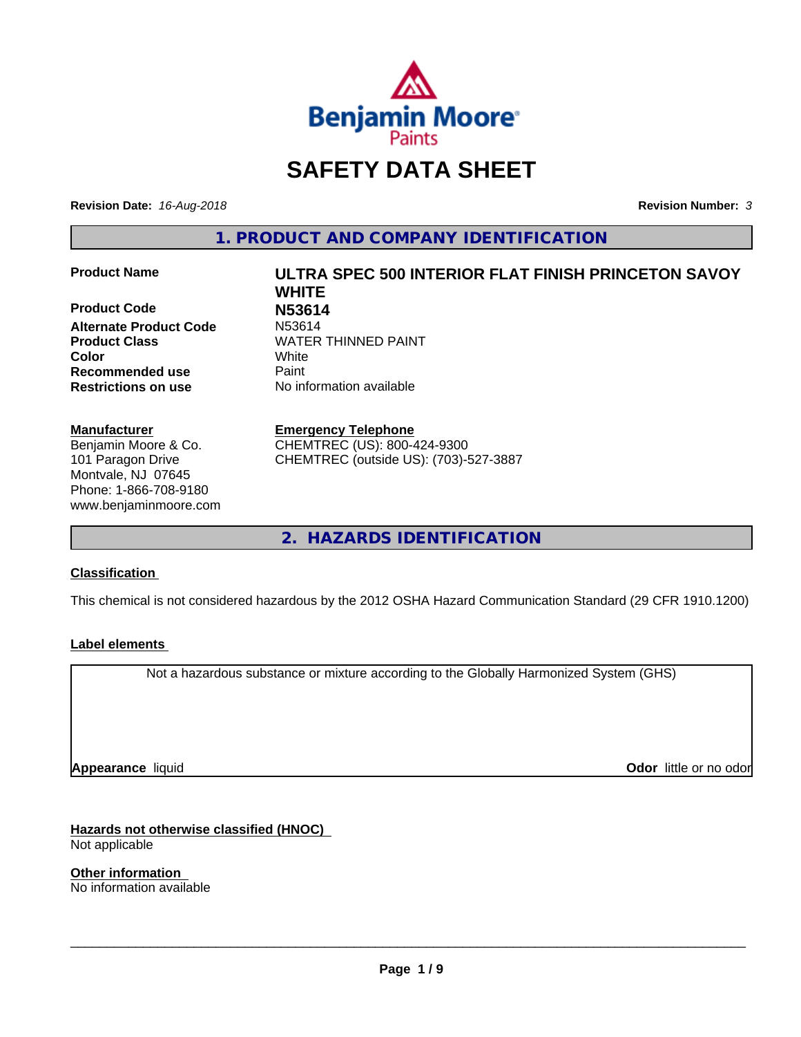# SAFETY DATA SHEET

**Revision Date:** *16-Aug-2018*

**Revision Number:** *3*

## 1. PRODUCT AND COMPANY IDENTIFICATION

| | |
|---|---|
| **Product Name** | **ULTRA SPEC 500 INTERIOR FLAT FINISH PRINCETON SAVOY WHITE** |
| **Product Code** | **N53614** |
| **Alternate Product Code** | N53614 |
| **Product Class** | WATER THINNED PAINT |
| **Color** | White |
| **Recommended use** | Paint |
| **Restrictions on use** | No information available |

**Manufacturer**
Benjamin Moore & Co.
101 Paragon Drive
Montvale, NJ 07645
Phone: 1-866-708-9180
www.benjaminmoore.com

**Emergency Telephone**
CHEMTREC (US): 800-424-9300
CHEMTREC (outside US): (703)-527-3887

## 2. HAZARDS IDENTIFICATION

### Classification

This chemical is not considered hazardous by the 2012 OSHA Hazard Communication Standard (29 CFR 1910.1200)

### Label elements

Not a hazardous substance or mixture according to the Globally Harmonized System (GHS)

**Appearance** liquid

**Odor** little or no odor

### Hazards not otherwise classified (HNOC)

Not applicable

### Other information

No information available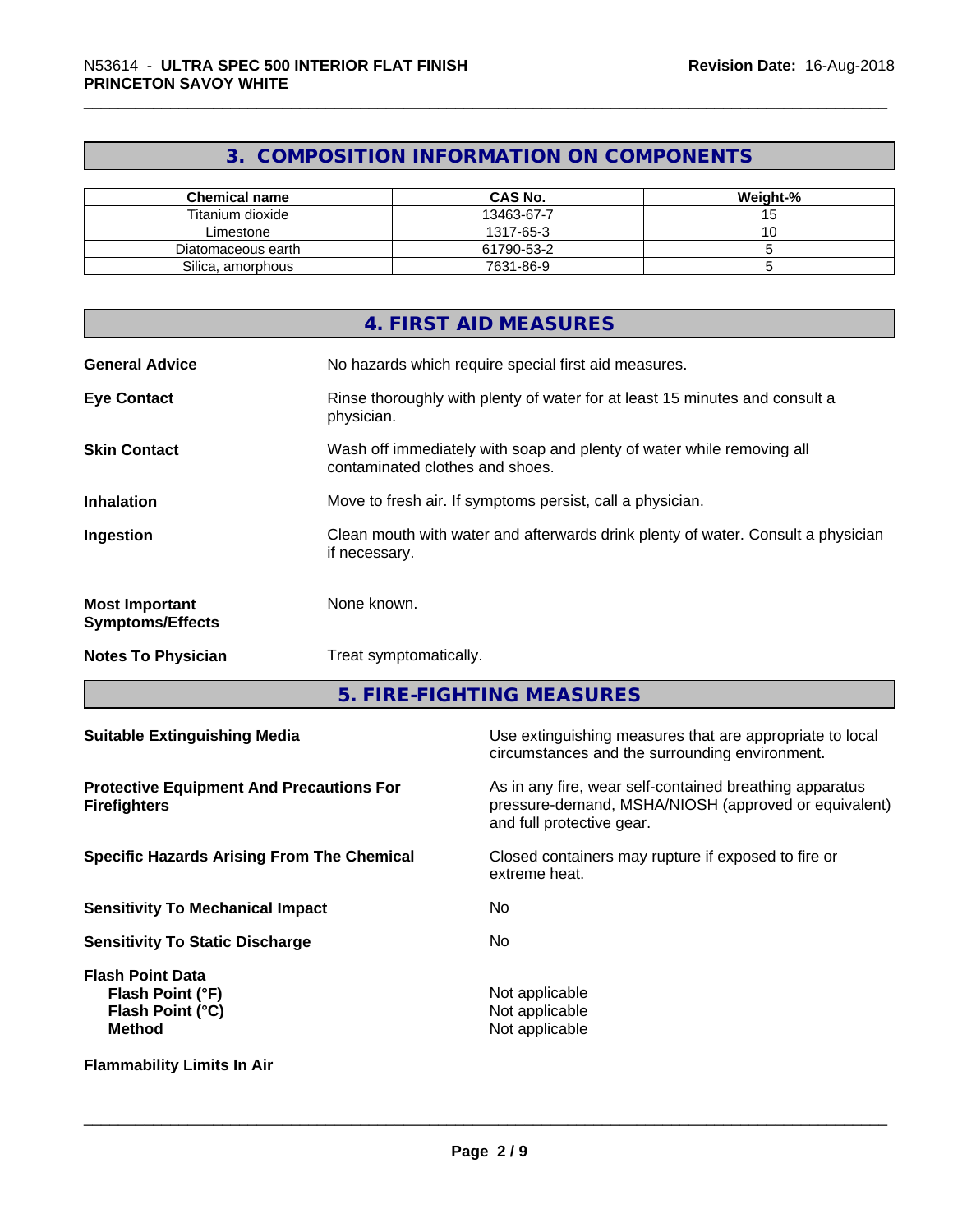## 3. COMPOSITION INFORMATION ON COMPONENTS

| Chemical name | CAS No. | Weight-% |
|---|---|---|
| Titanium dioxide | 13463-67-7 | 15 |
| Limestone | 1317-65-3 | 10 |
| Diatomaceous earth | 61790-53-2 | 5 |
| Silica, amorphous | 7631-86-9 | 5 |

## 4. FIRST AID MEASURES

**General Advice** No hazards which require special first aid measures.

**Eye Contact** Rinse thoroughly with plenty of water for at least 15 minutes and consult a physician.

**Skin Contact** Wash off immediately with soap and plenty of water while removing all contaminated clothes and shoes.

**Inhalation** Move to fresh air. If symptoms persist, call a physician.

**Ingestion** Clean mouth with water and afterwards drink plenty of water. Consult a physician if necessary.

**Most Important Symptoms/Effects** None known.

**Notes To Physician** Treat symptomatically.

## 5. FIRE-FIGHTING MEASURES

**Suitable Extinguishing Media** Use extinguishing measures that are appropriate to local circumstances and the surrounding environment.

**Protective Equipment And Precautions For Firefighters** As in any fire, wear self-contained breathing apparatus pressure-demand, MSHA/NIOSH (approved or equivalent) and full protective gear.

**Specific Hazards Arising From The Chemical** Closed containers may rupture if exposed to fire or extreme heat.

**Sensitivity To Mechanical Impact** No

**Sensitivity To Static Discharge** No

**Flash Point Data**
**Flash Point (°F)** Not applicable
**Flash Point (°C)** Not applicable
**Method** Not applicable

**Flammability Limits In Air**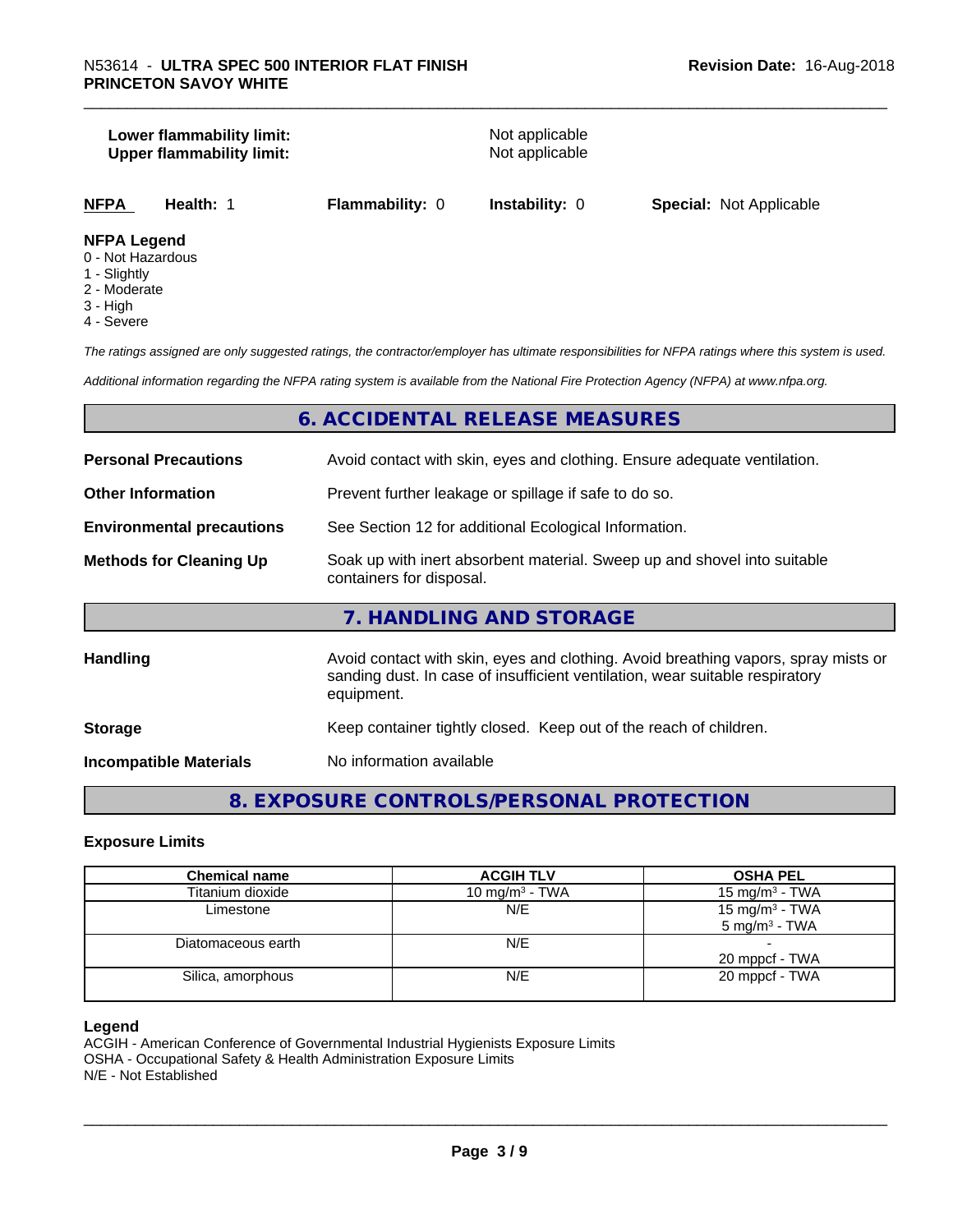| | |
|---|---|
| **Lower flammability limit:** | Not applicable |
| **Upper flammability limit:** | Not applicable |

| **NFPA** | **Health:** 1 | **Flammability:** 0 | **Instability:** 0 | **Special:** Not Applicable |
|---|---|---|---|---|

**NFPA Legend**
- 0 - Not Hazardous
- 1 - Slightly
- 2 - Moderate
- 3 - High
- 4 - Severe

*The ratings assigned are only suggested ratings, the contractor/employer has ultimate responsibilities for NFPA ratings where this system is used.*

*Additional information regarding the NFPA rating system is available from the National Fire Protection Agency (NFPA) at www.nfpa.org.*

## 6. ACCIDENTAL RELEASE MEASURES

| | |
|---|---|
| **Personal Precautions** | Avoid contact with skin, eyes and clothing. Ensure adequate ventilation. |
| **Other Information** | Prevent further leakage or spillage if safe to do so. |
| **Environmental precautions** | See Section 12 for additional Ecological Information. |
| **Methods for Cleaning Up** | Soak up with inert absorbent material. Sweep up and shovel into suitable containers for disposal. |

## 7. HANDLING AND STORAGE

| | |
|---|---|
| **Handling** | Avoid contact with skin, eyes and clothing. Avoid breathing vapors, spray mists or sanding dust. In case of insufficient ventilation, wear suitable respiratory equipment. |
| **Storage** | Keep container tightly closed. Keep out of the reach of children. |
| **Incompatible Materials** | No information available |

## 8. EXPOSURE CONTROLS/PERSONAL PROTECTION

### Exposure Limits

| Chemical name | ACGIH TLV | OSHA PEL |
|---|---|---|
| Titanium dioxide | 10 mg/m$^3$ - TWA | 15 mg/m$^3$ - TWA |
| Limestone | N/E | 15 mg/m$^3$ - TWA<br>5 mg/m$^3$ - TWA |
| Diatomaceous earth | N/E | -<br>20 mppcf - TWA |
| Silica, amorphous | N/E | 20 mppcf - TWA |

**Legend**
ACGIH - American Conference of Governmental Industrial Hygienists Exposure Limits
OSHA - Occupational Safety & Health Administration Exposure Limits
N/E - Not Established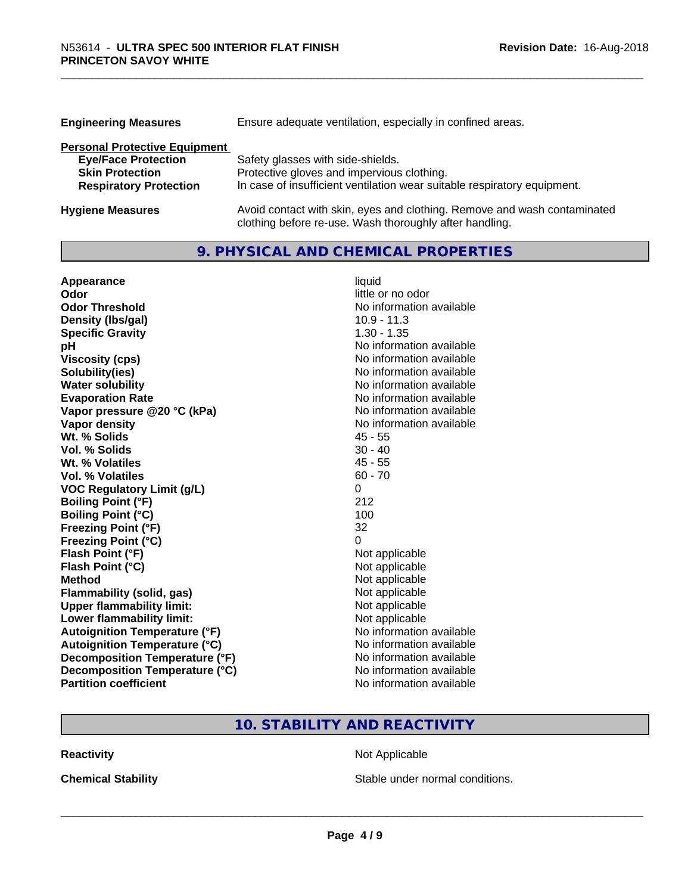| | |
|---|---|
| **Engineering Measures** | Ensure adequate ventilation, especially in confined areas. |

**Personal Protective Equipment**

| | |
|---|---|
| **Eye/Face Protection** | Safety glasses with side-shields. |
| **Skin Protection** | Protective gloves and impervious clothing. |
| **Respiratory Protection** | In case of insufficient ventilation wear suitable respiratory equipment. |

| | |
|---|---|
| **Hygiene Measures** | Avoid contact with skin, eyes and clothing. Remove and wash contaminated clothing before re-use. Wash thoroughly after handling. |

## 9. PHYSICAL AND CHEMICAL PROPERTIES

| | |
|---|---|
| **Appearance** | liquid |
| **Odor** | little or no odor |
| **Odor Threshold** | No information available |
| **Density (lbs/gal)** | 10.9 - 11.3 |
| **Specific Gravity** | 1.30 - 1.35 |
| **pH** | No information available |
| **Viscosity (cps)** | No information available |
| **Solubility(ies)** | No information available |
| **Water solubility** | No information available |
| **Evaporation Rate** | No information available |
| **Vapor pressure @20 °C (kPa)** | No information available |
| **Vapor density** | No information available |
| **Wt. % Solids** | 45 - 55 |
| **Vol. % Solids** | 30 - 40 |
| **Wt. % Volatiles** | 45 - 55 |
| **Vol. % Volatiles** | 60 - 70 |
| **VOC Regulatory Limit (g/L)** | 0 |
| **Boiling Point (°F)** | 212 |
| **Boiling Point (°C)** | 100 |
| **Freezing Point (°F)** | 32 |
| **Freezing Point (°C)** | 0 |
| **Flash Point (°F)** | Not applicable |
| **Flash Point (°C)** | Not applicable |
| **Method** | Not applicable |
| **Flammability (solid, gas)** | Not applicable |
| **Upper flammability limit:** | Not applicable |
| **Lower flammability limit:** | Not applicable |
| **Autoignition Temperature (°F)** | No information available |
| **Autoignition Temperature (°C)** | No information available |
| **Decomposition Temperature (°F)** | No information available |
| **Decomposition Temperature (°C)** | No information available |
| **Partition coefficient** | No information available |

## 10. STABILITY AND REACTIVITY

| | |
|---|---|
| **Reactivity** | Not Applicable |
| **Chemical Stability** | Stable under normal conditions. |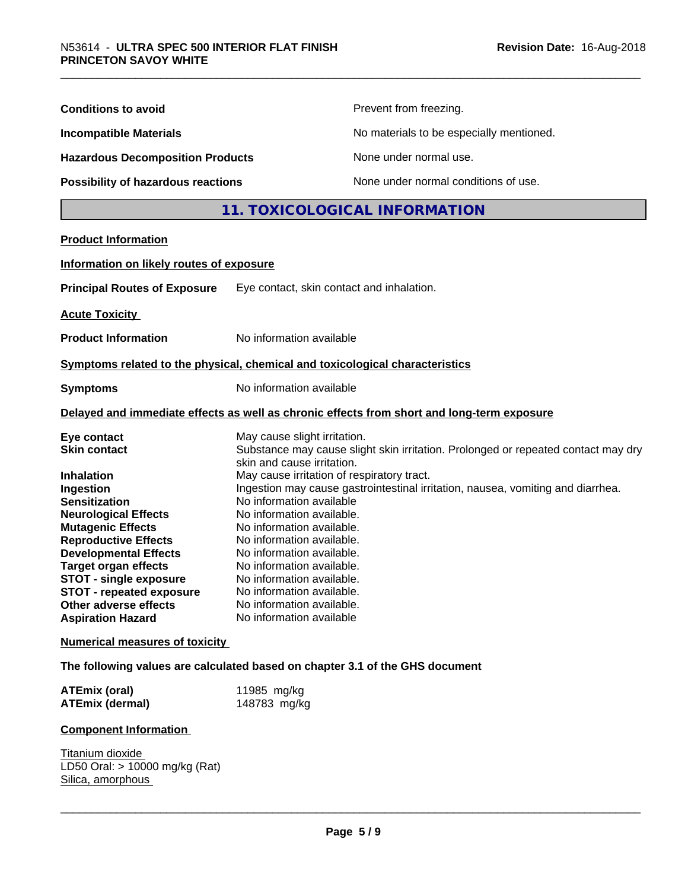| | |
|---|---|
| **Conditions to avoid** | Prevent from freezing. |
| **Incompatible Materials** | No materials to be especially mentioned. |
| **Hazardous Decomposition Products** | None under normal use. |
| **Possibility of hazardous reactions** | None under normal conditions of use. |

## 11. TOXICOLOGICAL INFORMATION

**Product Information**

**Information on likely routes of exposure**

**Principal Routes of Exposure** Eye contact, skin contact and inhalation.

**Acute Toxicity**

**Product Information** No information available

**Symptoms related to the physical, chemical and toxicological characteristics**

**Symptoms** No information available

**Delayed and immediate effects as well as chronic effects from short and long-term exposure**

| | |
|---|---|
| **Eye contact** | May cause slight irritation. |
| **Skin contact** | Substance may cause slight skin irritation. Prolonged or repeated contact may dry skin and cause irritation. |
| **Inhalation** | May cause irritation of respiratory tract. |
| **Ingestion** | Ingestion may cause gastrointestinal irritation, nausea, vomiting and diarrhea. |
| **Sensitization** | No information available |
| **Neurological Effects** | No information available. |
| **Mutagenic Effects** | No information available. |
| **Reproductive Effects** | No information available. |
| **Developmental Effects** | No information available. |
| **Target organ effects** | No information available. |
| **STOT - single exposure** | No information available. |
| **STOT - repeated exposure** | No information available. |
| **Other adverse effects** | No information available. |
| **Aspiration Hazard** | No information available |

**Numerical measures of toxicity**

**The following values are calculated based on chapter 3.1 of the GHS document**

| | |
|---|---|
| **ATEmix (oral)** | 11985 mg/kg |
| **ATEmix (dermal)** | 148783 mg/kg |

**Component Information**

Titanium dioxide
LD50 Oral: > 10000 mg/kg (Rat)
Silica, amorphous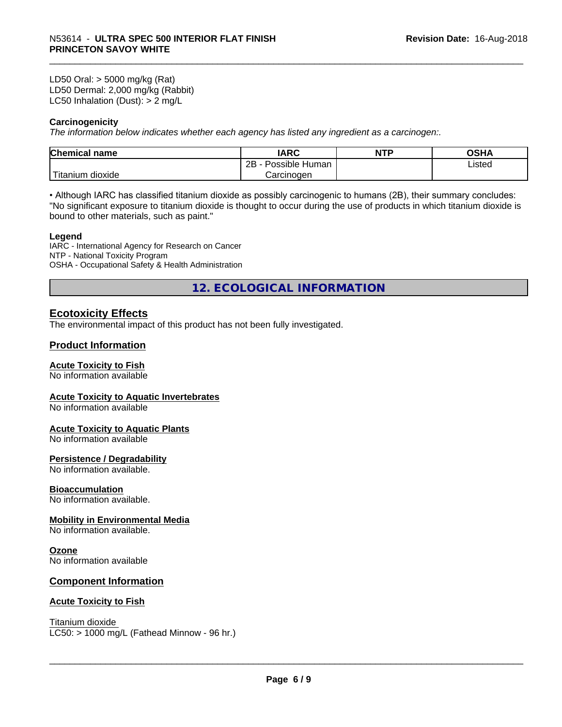LD50 Oral: > 5000 mg/kg (Rat)
LD50 Dermal: 2,000 mg/kg (Rabbit)
LC50 Inhalation (Dust): > 2 mg/L

**Carcinogenicity**

*The information below indicates whether each agency has listed any ingredient as a carcinogen:.*

| Chemical name | IARC | NTP | OSHA |
|---|---|---|---|
| Titanium dioxide | 2B - Possible Human Carcinogen | | Listed |

• Although IARC has classified titanium dioxide as possibly carcinogenic to humans (2B), their summary concludes: "No significant exposure to titanium dioxide is thought to occur during the use of products in which titanium dioxide is bound to other materials, such as paint."

**Legend**

IARC - International Agency for Research on Cancer
NTP - National Toxicity Program
OSHA - Occupational Safety & Health Administration

# 12. ECOLOGICAL INFORMATION

## Ecotoxicity Effects

The environmental impact of this product has not been fully investigated.

## Product Information

### Acute Toxicity to Fish

No information available

### Acute Toxicity to Aquatic Invertebrates

No information available

### Acute Toxicity to Aquatic Plants

No information available

### Persistence / Degradability

No information available.

### Bioaccumulation

No information available.

### Mobility in Environmental Media

No information available.

### Ozone

No information available

## Component Information

### Acute Toxicity to Fish

Titanium dioxide
LC50: > 1000 mg/L (Fathead Minnow - 96 hr.)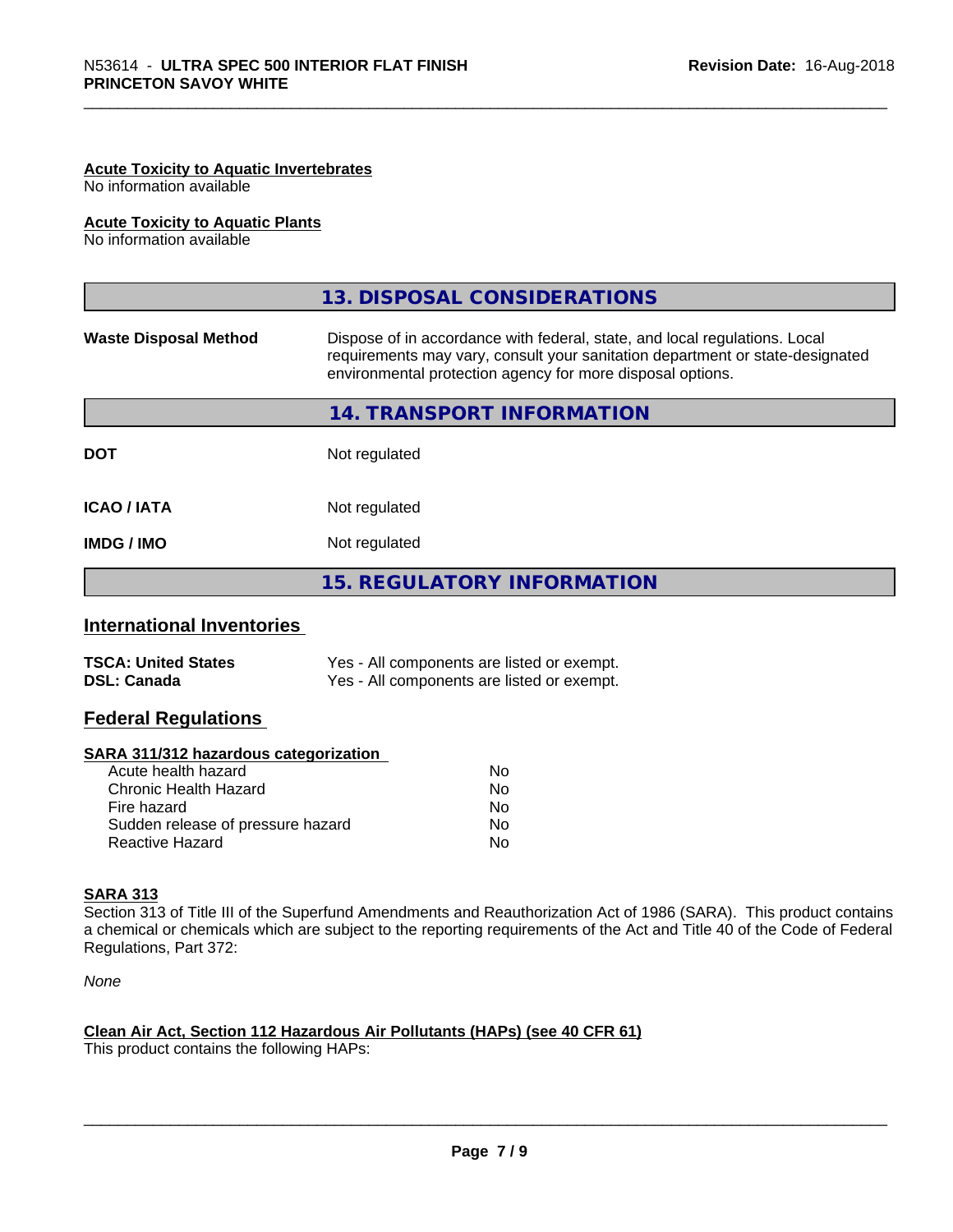### Acute Toxicity to Aquatic Invertebrates

No information available

### Acute Toxicity to Aquatic Plants

No information available

## 13. DISPOSAL CONSIDERATIONS

| | |
|---|---|
| **Waste Disposal Method** | Dispose of in accordance with federal, state, and local regulations. Local requirements may vary, consult your sanitation department or state-designated environmental protection agency for more disposal options. |

## 14. TRANSPORT INFORMATION

| | |
|---|---|
| **DOT** | Not regulated |
| **ICAO / IATA** | Not regulated |
| **IMDG / IMO** | Not regulated |

## 15. REGULATORY INFORMATION

### International Inventories

| | |
|---|---|
| **TSCA: United States** | Yes - All components are listed or exempt. |
| **DSL: Canada** | Yes - All components are listed or exempt. |

### Federal Regulations

**SARA 311/312 hazardous categorization**

| | |
|---|---|
| Acute health hazard | No |
| Chronic Health Hazard | No |
| Fire hazard | No |
| Sudden release of pressure hazard | No |
| Reactive Hazard | No |

**SARA 313**

Section 313 of Title III of the Superfund Amendments and Reauthorization Act of 1986 (SARA). This product contains a chemical or chemicals which are subject to the reporting requirements of the Act and Title 40 of the Code of Federal Regulations, Part 372:

*None*

**Clean Air Act, Section 112 Hazardous Air Pollutants (HAPs) (see 40 CFR 61)**

This product contains the following HAPs: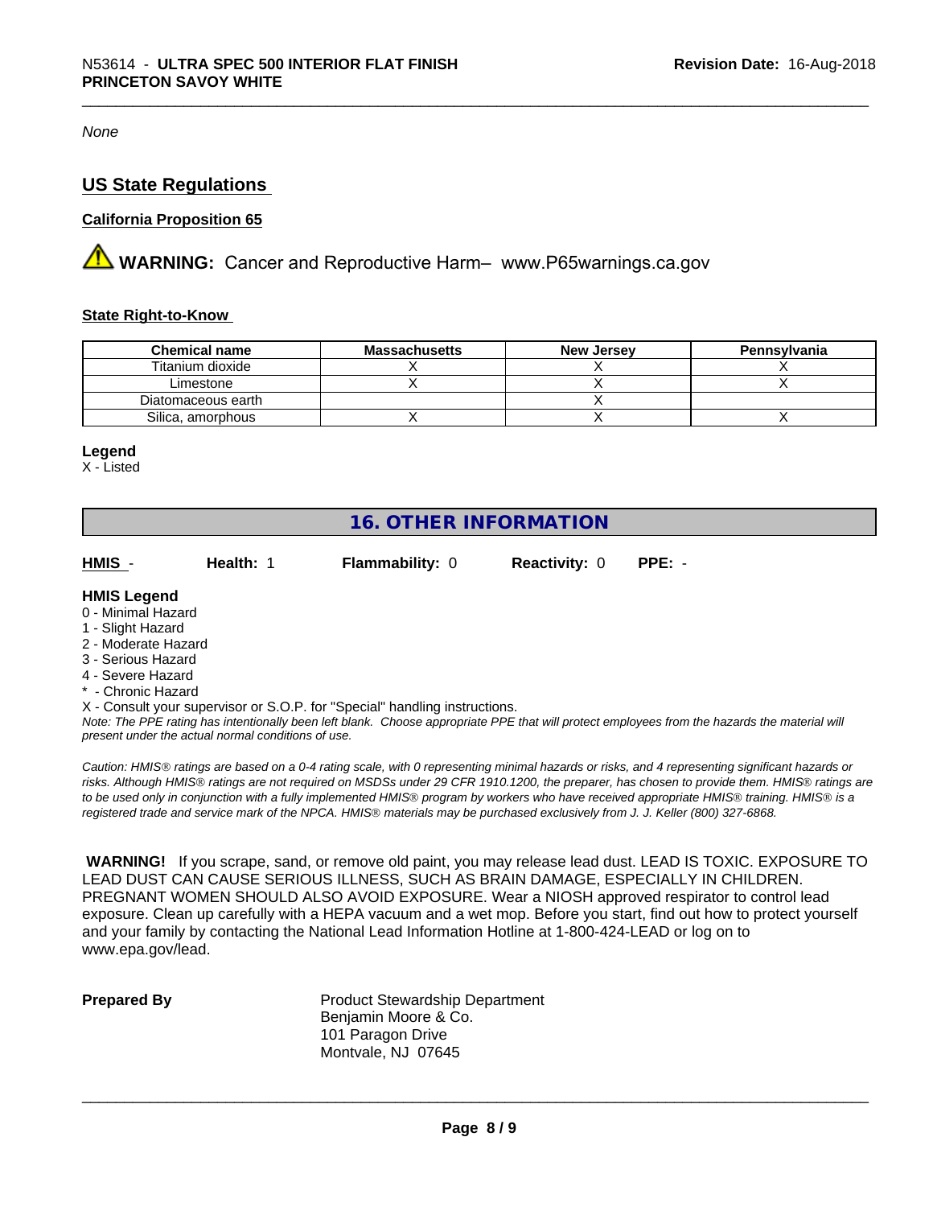*None*

## US State Regulations

### California Proposition 65

⚠ **WARNING:** Cancer and Reproductive Harm– www.P65warnings.ca.gov

### State Right-to-Know

| Chemical name | Massachusetts | New Jersey | Pennsylvania |
|---|---|---|---|
| Titanium dioxide | X | X | X |
| Limestone | X | X | X |
| Diatomaceous earth | | X | |
| Silica, amorphous | X | X | X |

**Legend**
X - Listed

## 16. OTHER INFORMATION

**HMIS** - **Health:** 1 **Flammability:** 0 **Reactivity:** 0 **PPE:** -

**HMIS Legend**
0 - Minimal Hazard
1 - Slight Hazard
2 - Moderate Hazard
3 - Serious Hazard
4 - Severe Hazard
* - Chronic Hazard
X - Consult your supervisor or S.O.P. for "Special" handling instructions.

*Note: The PPE rating has intentionally been left blank. Choose appropriate PPE that will protect employees from the hazards the material will present under the actual normal conditions of use.*

*Caution: HMIS® ratings are based on a 0-4 rating scale, with 0 representing minimal hazards or risks, and 4 representing significant hazards or risks. Although HMIS® ratings are not required on MSDSs under 29 CFR 1910.1200, the preparer, has chosen to provide them. HMIS® ratings are to be used only in conjunction with a fully implemented HMIS® program by workers who have received appropriate HMIS® training. HMIS® is a registered trade and service mark of the NPCA. HMIS® materials may be purchased exclusively from J. J. Keller (800) 327-6868.*

**WARNING!** If you scrape, sand, or remove old paint, you may release lead dust. LEAD IS TOXIC. EXPOSURE TO LEAD DUST CAN CAUSE SERIOUS ILLNESS, SUCH AS BRAIN DAMAGE, ESPECIALLY IN CHILDREN. PREGNANT WOMEN SHOULD ALSO AVOID EXPOSURE. Wear a NIOSH approved respirator to control lead exposure. Clean up carefully with a HEPA vacuum and a wet mop. Before you start, find out how to protect yourself and your family by contacting the National Lead Information Hotline at 1-800-424-LEAD or log on to www.epa.gov/lead.

**Prepared By**

Product Stewardship Department
Benjamin Moore & Co.
101 Paragon Drive
Montvale, NJ 07645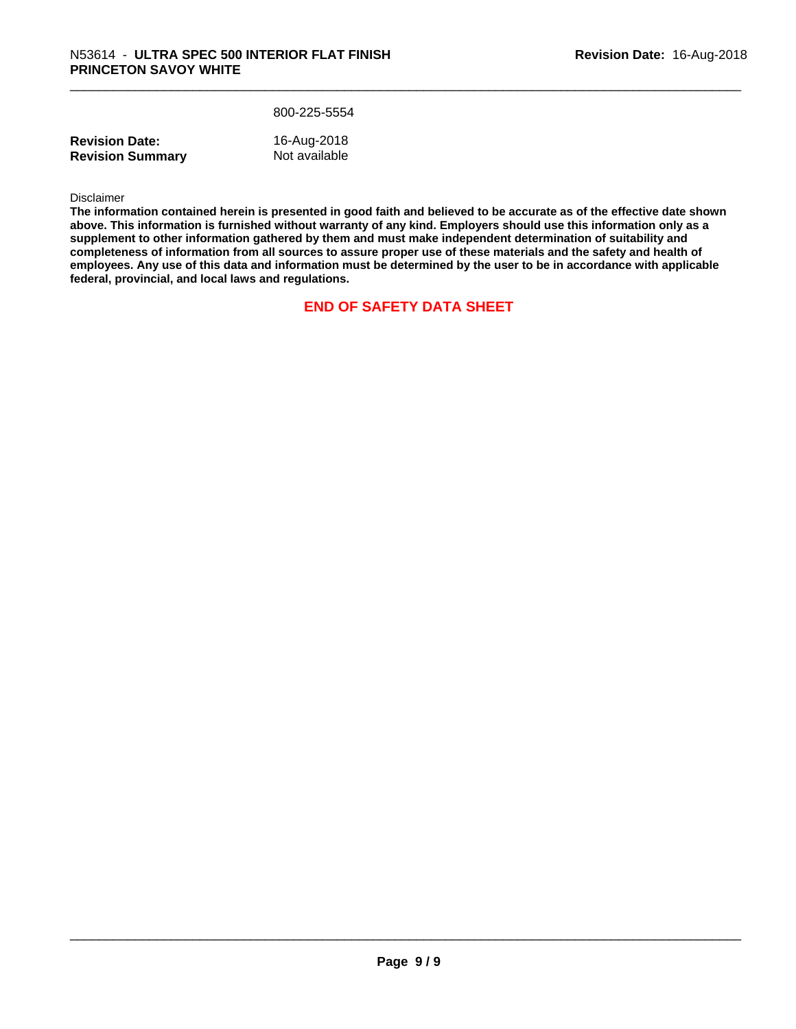800-225-5554

| | |
|---|---|
| **Revision Date:** | 16-Aug-2018 |
| **Revision Summary** | Not available |

Disclaimer

**The information contained herein is presented in good faith and believed to be accurate as of the effective date shown above. This information is furnished without warranty of any kind. Employers should use this information only as a supplement to other information gathered by them and must make independent determination of suitability and completeness of information from all sources to assure proper use of these materials and the safety and health of employees. Any use of this data and information must be determined by the user to be in accordance with applicable federal, provincial, and local laws and regulations.**

**END OF SAFETY DATA SHEET**